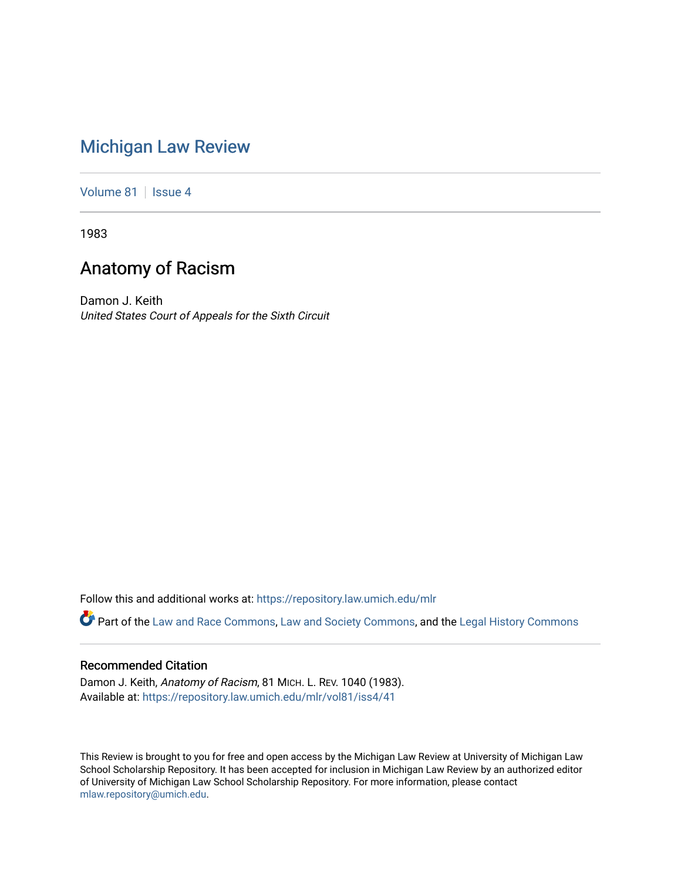# Michigan Law Review

Volume 81 | Issue 4

1983

## Anatomy of Racism

Damon J. Keith
*United States Court of Appeals for the Sixth Circuit*

Follow this and additional works at: https://repository.law.umich.edu/mlr

Part of the Law and Race Commons, Law and Society Commons, and the Legal History Commons

### Recommended Citation

Damon J. Keith, *Anatomy of Racism*, 81 MICH. L. REV. 1040 (1983).
Available at: https://repository.law.umich.edu/mlr/vol81/iss4/41

This Review is brought to you for free and open access by the Michigan Law Review at University of Michigan Law School Scholarship Repository. It has been accepted for inclusion in Michigan Law Review by an authorized editor of University of Michigan Law School Scholarship Repository. For more information, please contact mlaw.repository@umich.edu.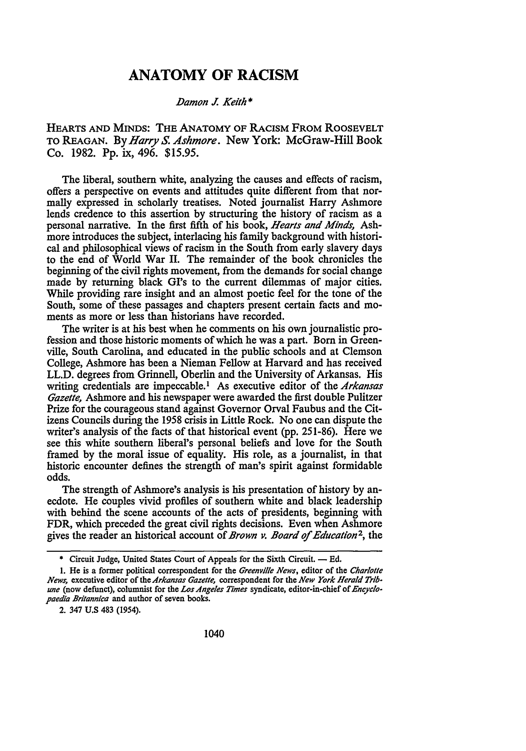# ANATOMY OF RACISM

*Damon J. Keith**

HEARTS AND MINDS: THE ANATOMY OF RACISM FROM ROOSEVELT TO REAGAN. By *Harry S. Ashmore*. New York: McGraw-Hill Book Co. 1982. Pp. ix, 496. $15.95.

The liberal, southern white, analyzing the causes and effects of racism, offers a perspective on events and attitudes quite different from that normally expressed in scholarly treatises. Noted journalist Harry Ashmore lends credence to this assertion by structuring the history of racism as a personal narrative. In the first fifth of his book, *Hearts and Minds,* Ashmore introduces the subject, interlacing his family background with historical and philosophical views of racism in the South from early slavery days to the end of World War II. The remainder of the book chronicles the beginning of the civil rights movement, from the demands for social change made by returning black GI's to the current dilemmas of major cities. While providing rare insight and an almost poetic feel for the tone of the South, some of these passages and chapters present certain facts and moments as more or less than historians have recorded.

The writer is at his best when he comments on his own journalistic profession and those historic moments of which he was a part. Born in Greenville, South Carolina, and educated in the public schools and at Clemson College, Ashmore has been a Nieman Fellow at Harvard and has received LL.D. degrees from Grinnell, Oberlin and the University of Arkansas. His writing credentials are impeccable.[1] As executive editor of the *Arkansas Gazette,* Ashmore and his newspaper were awarded the first double Pulitzer Prize for the courageous stand against Governor Orval Faubus and the Citizens Councils during the 1958 crisis in Little Rock. No one can dispute the writer's analysis of the facts of that historical event (pp. 251-86). Here we see this white southern liberal's personal beliefs and love for the South framed by the moral issue of equality. His role, as a journalist, in that historic encounter defines the strength of man's spirit against formidable odds.

The strength of Ashmore's analysis is his presentation of history by anecdote. He couples vivid profiles of southern white and black leadership with behind the scene accounts of the acts of presidents, beginning with FDR, which preceded the great civil rights decisions. Even when Ashmore gives the reader an historical account of *Brown v. Board of Education*[2], the

---

\* Circuit Judge, United States Court of Appeals for the Sixth Circuit. — Ed.

1. He is a former political correspondent for the *Greenville News*, editor of the *Charlotte News*, executive editor of the *Arkansas Gazette*, correspondent for the *New York Herald Tribune* (now defunct), columnist for the *Los Angeles Times* syndicate, editor-in-chief of *Encyclopaedia Britannica* and author of seven books.

2. 347 U.S 483 (1954).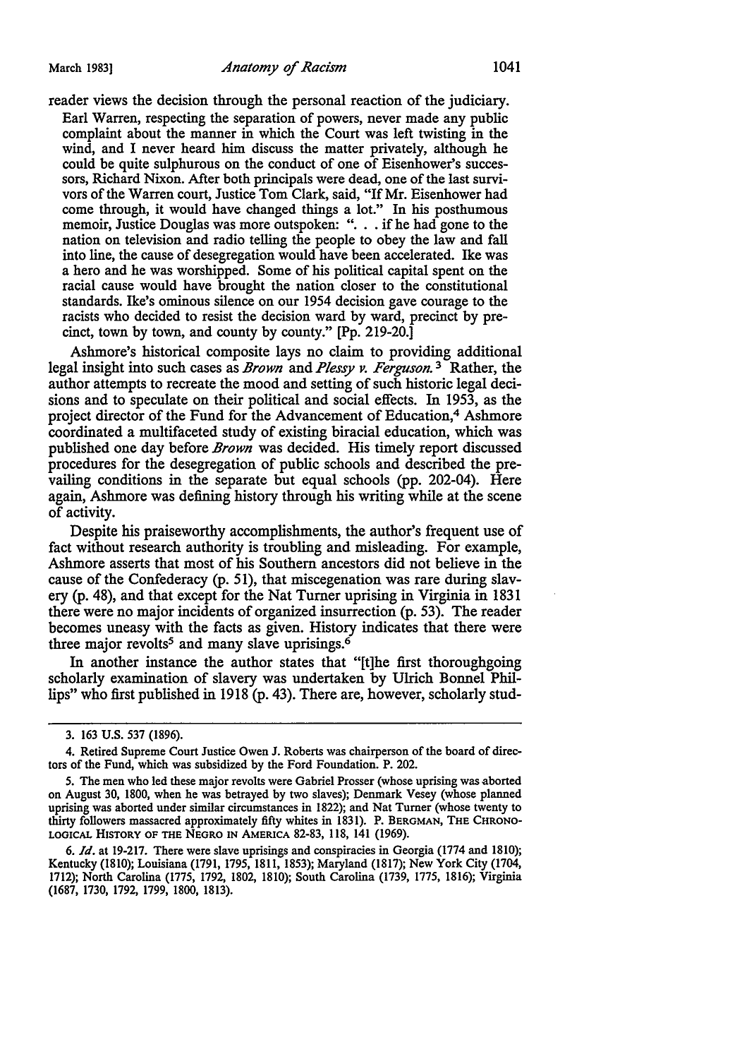reader views the decision through the personal reaction of the judiciary.

> Earl Warren, respecting the separation of powers, never made any public complaint about the manner in which the Court was left twisting in the wind, and I never heard him discuss the matter privately, although he could be quite sulphurous on the conduct of one of Eisenhower's successors, Richard Nixon. After both principals were dead, one of the last survivors of the Warren court, Justice Tom Clark, said, "If Mr. Eisenhower had come through, it would have changed things a lot." In his posthumous memoir, Justice Douglas was more outspoken: ". . . if he had gone to the nation on television and radio telling the people to obey the law and fall into line, the cause of desegregation would have been accelerated. Ike was a hero and he was worshipped. Some of his political capital spent on the racial cause would have brought the nation closer to the constitutional standards. Ike's ominous silence on our 1954 decision gave courage to the racists who decided to resist the decision ward by ward, precinct by precinct, town by town, and county by county." [Pp. 219-20.]

Ashmore's historical composite lays no claim to providing additional legal insight into such cases as *Brown* and *Plessy v. Ferguson.*[3] Rather, the author attempts to recreate the mood and setting of such historic legal decisions and to speculate on their political and social effects. In 1953, as the project director of the Fund for the Advancement of Education,[4] Ashmore coordinated a multifaceted study of existing biracial education, which was published one day before *Brown* was decided. His timely report discussed procedures for the desegregation of public schools and described the prevailing conditions in the separate but equal schools (pp. 202-04). Here again, Ashmore was defining history through his writing while at the scene of activity.

Despite his praiseworthy accomplishments, the author's frequent use of fact without research authority is troubling and misleading. For example, Ashmore asserts that most of his Southern ancestors did not believe in the cause of the Confederacy (p. 51), that miscegenation was rare during slavery (p. 48), and that except for the Nat Turner uprising in Virginia in 1831 there were no major incidents of organized insurrection (p. 53). The reader becomes uneasy with the facts as given. History indicates that there were three major revolts[5] and many slave uprisings.[6]

In another instance the author states that "[t]he first thoroughgoing scholarly examination of slavery was undertaken by Ulrich Bonnel Phillips" who first published in 1918 (p. 43). There are, however, scholarly stud-

---

3. 163 U.S. 537 (1896).

4. Retired Supreme Court Justice Owen J. Roberts was chairperson of the board of directors of the Fund, which was subsidized by the Ford Foundation. P. 202.

5. The men who led these major revolts were Gabriel Prosser (whose uprising was aborted on August 30, 1800, when he was betrayed by two slaves); Denmark Vesey (whose planned uprising was aborted under similar circumstances in 1822); and Nat Turner (whose twenty to thirty followers massacred approximately fifty whites in 1831). P. BERGMAN, THE CHRONOLOGICAL HISTORY OF THE NEGRO IN AMERICA 82-83, 118, 141 (1969).

6. *Id.* at 19-217. There were slave uprisings and conspiracies in Georgia (1774 and 1810); Kentucky (1810); Louisiana (1791, 1795, 1811, 1853); Maryland (1817); New York City (1704, 1712); North Carolina (1775, 1792, 1802, 1810); South Carolina (1739, 1775, 1816); Virginia (1687, 1730, 1792, 1799, 1800, 1813).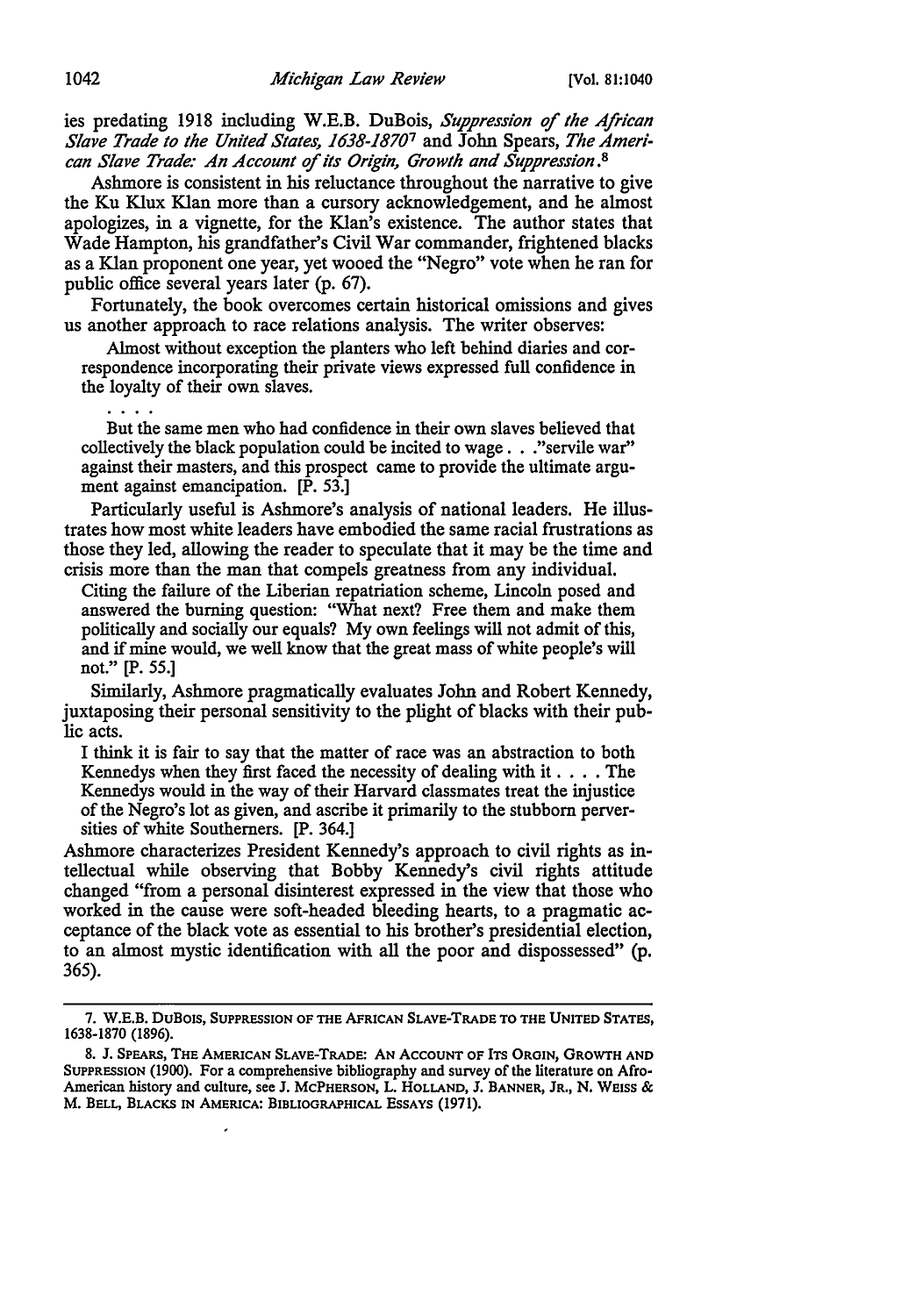ies predating 1918 including W.E.B. DuBois, *Suppression of the African Slave Trade to the United States, 1638-1870*[7] and John Spears, *The American Slave Trade: An Account of its Origin, Growth and Suppression*.[8]

Ashmore is consistent in his reluctance throughout the narrative to give the Ku Klux Klan more than a cursory acknowledgement, and he almost apologizes, in a vignette, for the Klan's existence. The author states that Wade Hampton, his grandfather's Civil War commander, frightened blacks as a Klan proponent one year, yet wooed the "Negro" vote when he ran for public office several years later (p. 67).

Fortunately, the book overcomes certain historical omissions and gives us another approach to race relations analysis. The writer observes:

> Almost without exception the planters who left behind diaries and correspondence incorporating their private views expressed full confidence in the loyalty of their own slaves.
>
> . . . .
>
> But the same men who had confidence in their own slaves believed that collectively the black population could be incited to wage . . ."servile war" against their masters, and this prospect came to provide the ultimate argument against emancipation. [P. 53.]

Particularly useful is Ashmore's analysis of national leaders. He illustrates how most white leaders have embodied the same racial frustrations as those they led, allowing the reader to speculate that it may be the time and crisis more than the man that compels greatness from any individual.

> Citing the failure of the Liberian repatriation scheme, Lincoln posed and answered the burning question: "What next? Free them and make them politically and socially our equals? My own feelings will not admit of this, and if mine would, we well know that the great mass of white people's will not." [P. 55.]

Similarly, Ashmore pragmatically evaluates John and Robert Kennedy, juxtaposing their personal sensitivity to the plight of blacks with their public acts.

> I think it is fair to say that the matter of race was an abstraction to both Kennedys when they first faced the necessity of dealing with it . . . . The Kennedys would in the way of their Harvard classmates treat the injustice of the Negro's lot as given, and ascribe it primarily to the stubborn perversities of white Southerners. [P. 364.]

Ashmore characterizes President Kennedy's approach to civil rights as intellectual while observing that Bobby Kennedy's civil rights attitude changed "from a personal disinterest expressed in the view that those who worked in the cause were soft-headed bleeding hearts, to a pragmatic acceptance of the black vote as essential to his brother's presidential election, to an almost mystic identification with all the poor and dispossessed" (p. 365).

---

7. W.E.B. DuBois, Suppression of the African Slave-Trade to the United States, 1638-1870 (1896).

8. J. Spears, The American Slave-Trade: An Account of Its Origin, Growth and Suppression (1900). For a comprehensive bibliography and survey of the literature on Afro-American history and culture, see J. McPherson, L. Holland, J. Banner, Jr., N. Weiss & M. Bell, Blacks in America: Bibliographical Essays (1971).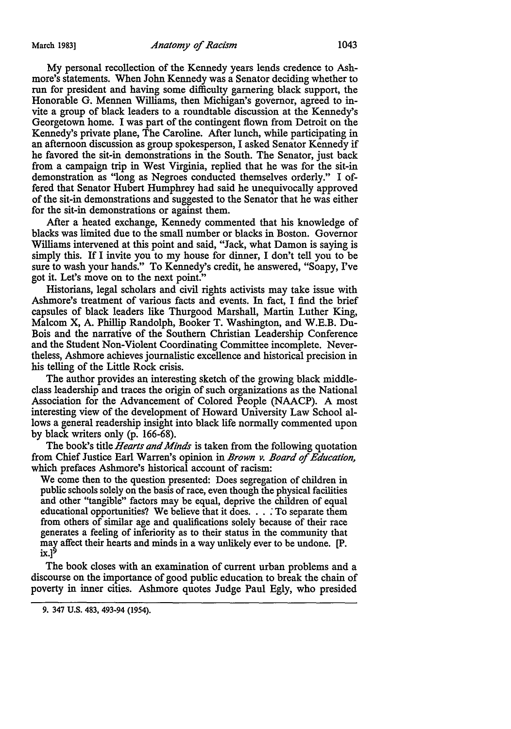My personal recollection of the Kennedy years lends credence to Ashmore's statements. When John Kennedy was a Senator deciding whether to run for president and having some difficulty garnering black support, the Honorable G. Mennen Williams, then Michigan's governor, agreed to invite a group of black leaders to a roundtable discussion at the Kennedy's Georgetown home. I was part of the contingent flown from Detroit on the Kennedy's private plane, The Caroline. After lunch, while participating in an afternoon discussion as group spokesperson, I asked Senator Kennedy if he favored the sit-in demonstrations in the South. The Senator, just back from a campaign trip in West Virginia, replied that he was for the sit-in demonstration as "long as Negroes conducted themselves orderly." I offered that Senator Hubert Humphrey had said he unequivocally approved of the sit-in demonstrations and suggested to the Senator that he was either for the sit-in demonstrations or against them.

After a heated exchange, Kennedy commented that his knowledge of blacks was limited due to the small number or blacks in Boston. Governor Williams intervened at this point and said, "Jack, what Damon is saying is simply this. If I invite you to my house for dinner, I don't tell you to be sure to wash your hands." To Kennedy's credit, he answered, "Soapy, I've got it. Let's move on to the next point."

Historians, legal scholars and civil rights activists may take issue with Ashmore's treatment of various facts and events. In fact, I find the brief capsules of black leaders like Thurgood Marshall, Martin Luther King, Malcom X, A. Phillip Randolph, Booker T. Washington, and W.E.B. DuBois and the narrative of the Southern Christian Leadership Conference and the Student Non-Violent Coordinating Committee incomplete. Nevertheless, Ashmore achieves journalistic excellence and historical precision in his telling of the Little Rock crisis.

The author provides an interesting sketch of the growing black middle-class leadership and traces the origin of such organizations as the National Association for the Advancement of Colored People (NAACP). A most interesting view of the development of Howard University Law School allows a general readership insight into black life normally commented upon by black writers only (p. 166-68).

The book's title *Hearts and Minds* is taken from the following quotation from Chief Justice Earl Warren's opinion in *Brown v. Board of Education,* which prefaces Ashmore's historical account of racism:

> We come then to the question presented: Does segregation of children in public schools solely on the basis of race, even though the physical facilities and other "tangible" factors may be equal, deprive the children of equal educational opportunities? We believe that it does. . . . To separate them from others of similar age and qualifications solely because of their race generates a feeling of inferiority as to their status in the community that may affect their hearts and minds in a way unlikely ever to be undone. [P. ix.][9]

The book closes with an examination of current urban problems and a discourse on the importance of good public education to break the chain of poverty in inner cities. Ashmore quotes Judge Paul Egly, who presided

---

9. 347 U.S. 483, 493-94 (1954).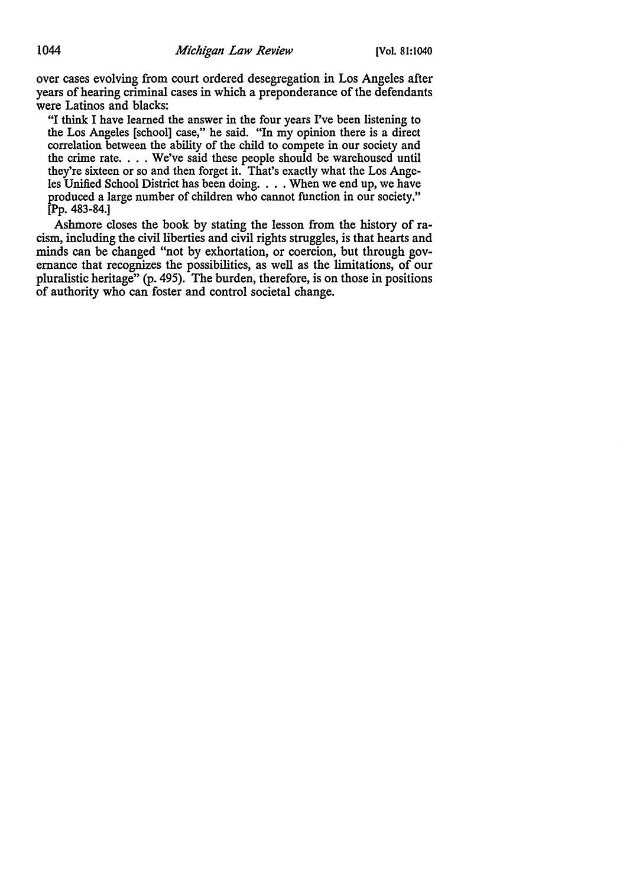over cases evolving from court ordered desegregation in Los Angeles after years of hearing criminal cases in which a preponderance of the defendants were Latinos and blacks:

> "I think I have learned the answer in the four years I've been listening to the Los Angeles [school] case," he said. "In my opinion there is a direct correlation between the ability of the child to compete in our society and the crime rate. . . . We've said these people should be warehoused until they're sixteen or so and then forget it. That's exactly what the Los Angeles Unified School District has been doing. . . . When we end up, we have produced a large number of children who cannot function in our society." [Pp. 483-84.]

Ashmore closes the book by stating the lesson from the history of racism, including the civil liberties and civil rights struggles, is that hearts and minds can be changed "not by exhortation, or coercion, but through governance that recognizes the possibilities, as well as the limitations, of our pluralistic heritage" (p. 495). The burden, therefore, is on those in positions of authority who can foster and control societal change.